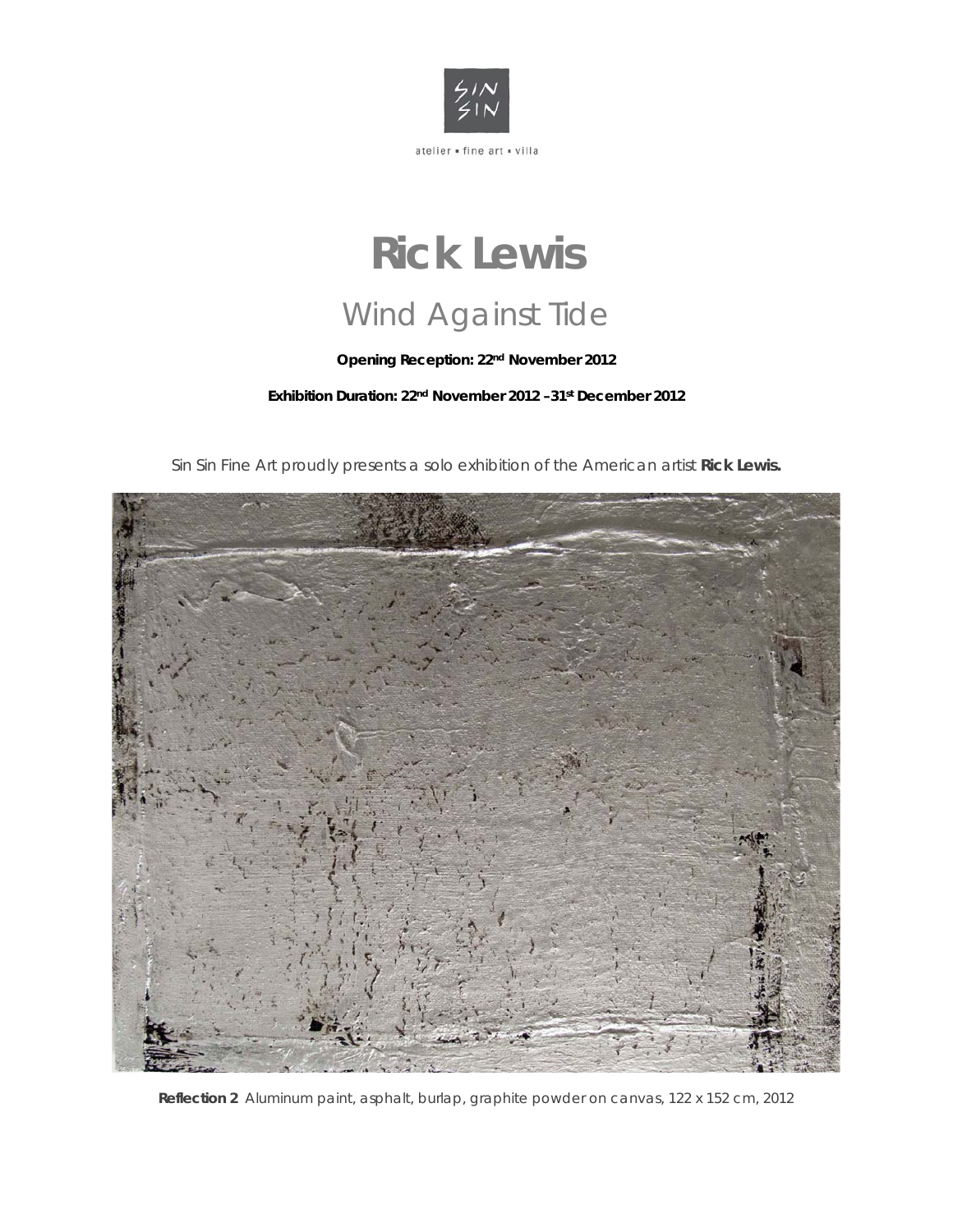atelier • fine art • villa

# Rick Lewis

## Wind Against Tide

**Opening Reception: 22nd November 2012**

**Exhibition Duration: 22nd November 2012 –31st December 2012**

Sin Sin Fine Art proudly presents a solo exhibition of the American artist **Rick Lewis.**

**Reflection 2** Aluminum paint, asphalt, burlap, graphite powder on canvas, 122 x 152 cm, 2012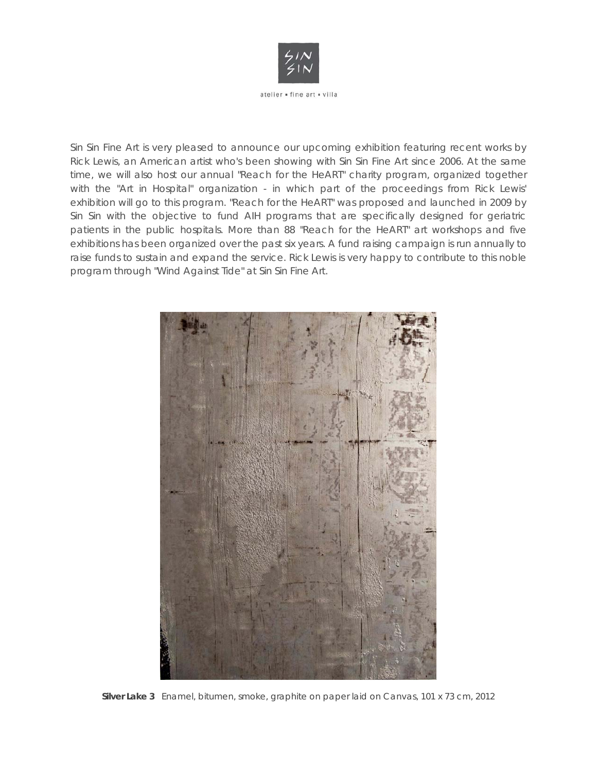Sin Sin Fine Art is very pleased to announce our upcoming exhibition featuring recent works by Rick Lewis, an American artist who's been showing with Sin Sin Fine Art since 2006. At the same time, we will also host our annual "Reach for the HeART" charity program, organized together with the "Art in Hospital" organization - in which part of the proceedings from Rick Lewis' exhibition will go to this program. "Reach for the HeART" was proposed and launched in 2009 by Sin Sin with the objective to fund AIH programs that are specifically designed for geriatric patients in the public hospitals. More than 88 "Reach for the HeART" art workshops and five exhibitions has been organized over the past six years. A fund raising campaign is run annually to raise funds to sustain and expand the service. Rick Lewis is very happy to contribute to this noble program through "Wind Against Tide" at Sin Sin Fine Art.

**Silver Lake 3** Enamel, bitumen, smoke, graphite on paper laid on Canvas, 101 x 73 cm, 2012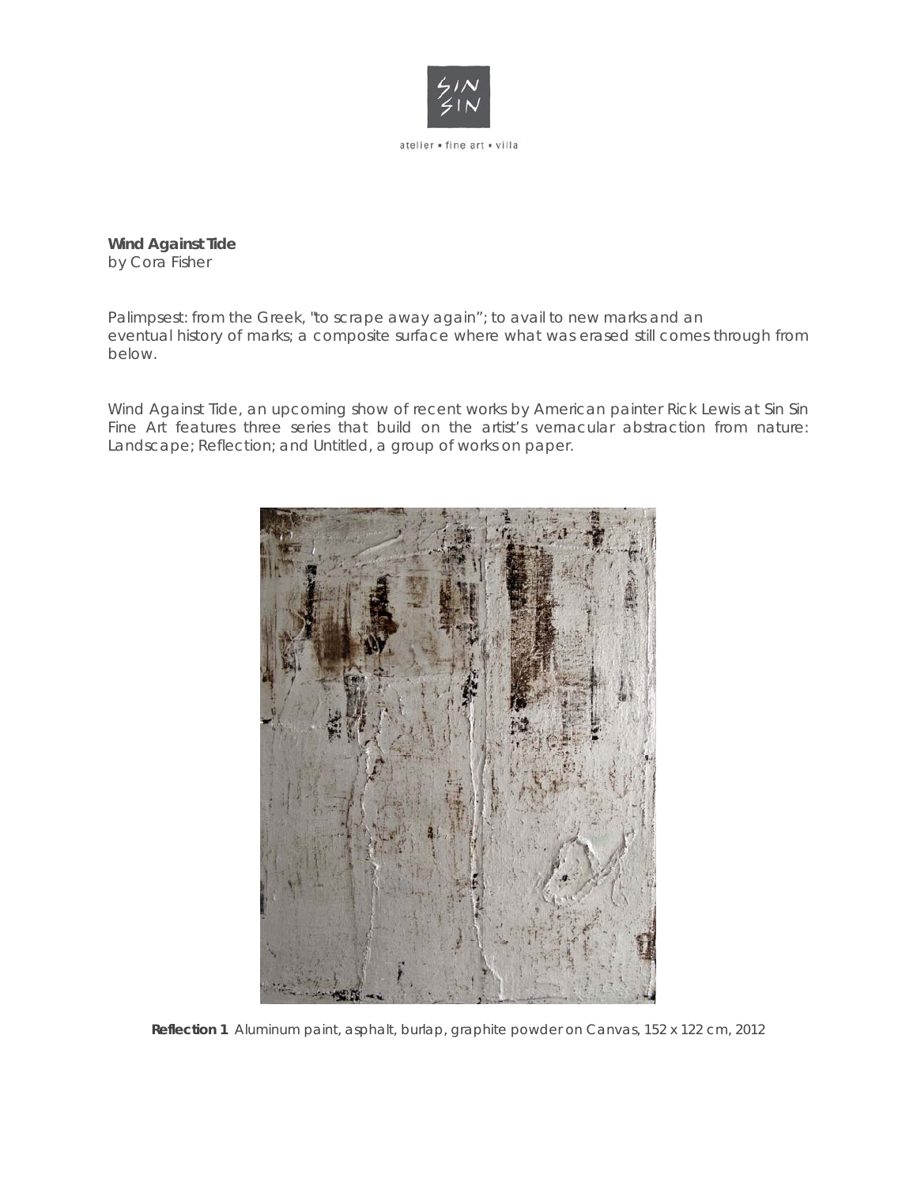**Wind Against Tide**
by Cora Fisher

Palimpsest: from the Greek, "to scrape away again"; to avail to new marks and an eventual history of marks; a composite surface where what was erased still comes through from below.

Wind Against Tide, an upcoming show of recent works by American painter Rick Lewis at Sin Sin Fine Art features three series that build on the artist's vernacular abstraction from nature: Landscape; Reflection; and Untitled, a group of works on paper.

**Reflection 1** Aluminum paint, asphalt, burlap, graphite powder on Canvas, 152 x 122 cm, 2012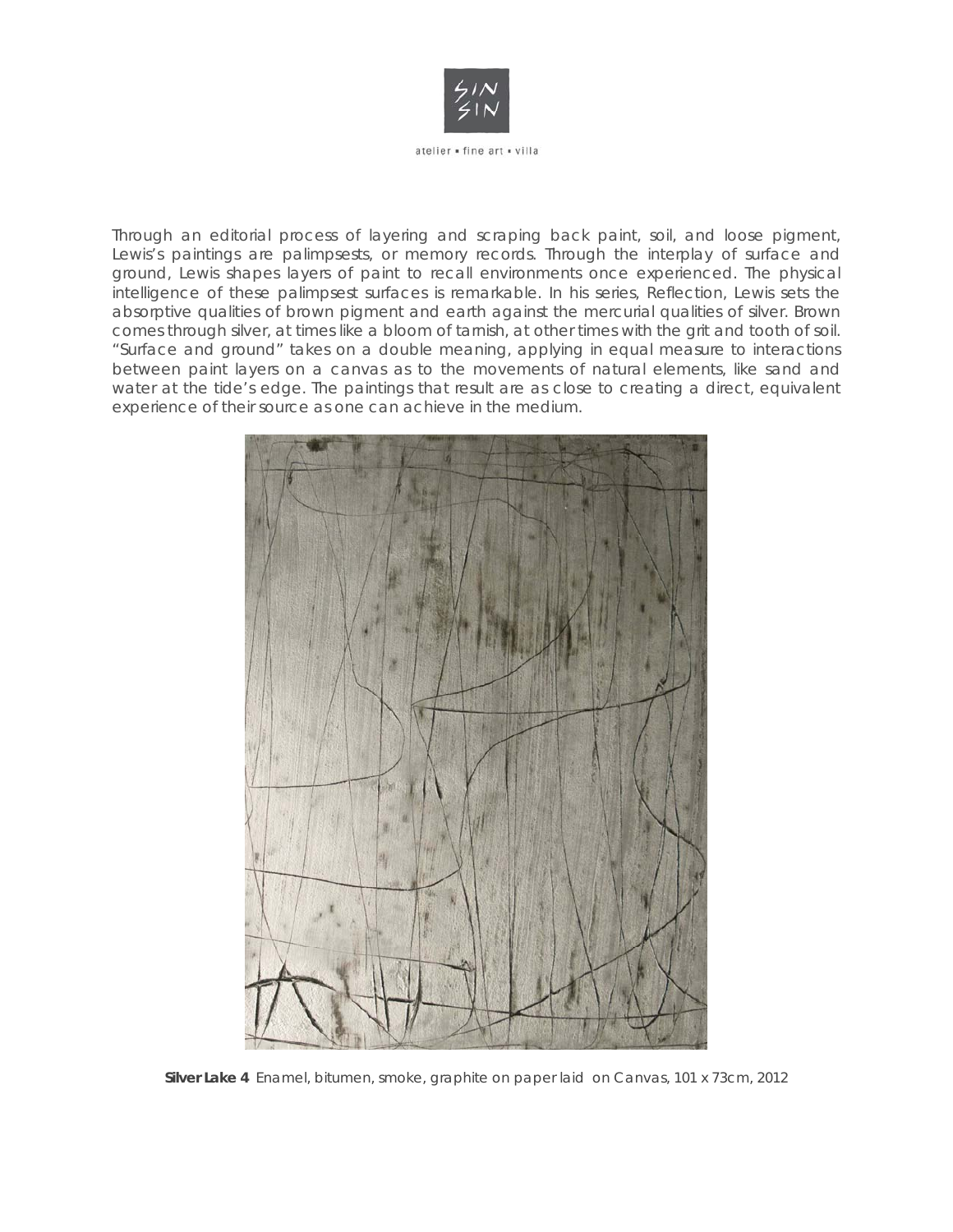Through an editorial process of layering and scraping back paint, soil, and loose pigment, Lewis's paintings are palimpsests, or memory records. Through the interplay of surface and ground, Lewis shapes layers of paint to recall environments once experienced. The physical intelligence of these palimpsest surfaces is remarkable. In his series, Reflection, Lewis sets the absorptive qualities of brown pigment and earth against the mercurial qualities of silver. Brown comes through silver, at times like a bloom of tarnish, at other times with the grit and tooth of soil. "Surface and ground" takes on a double meaning, applying in equal measure to interactions between paint layers on a canvas as to the movements of natural elements, like sand and water at the tide's edge. The paintings that result are as close to creating a direct, equivalent experience of their source as one can achieve in the medium.

**Silver Lake 4** Enamel, bitumen, smoke, graphite on paper laid on Canvas, 101 x 73cm, 2012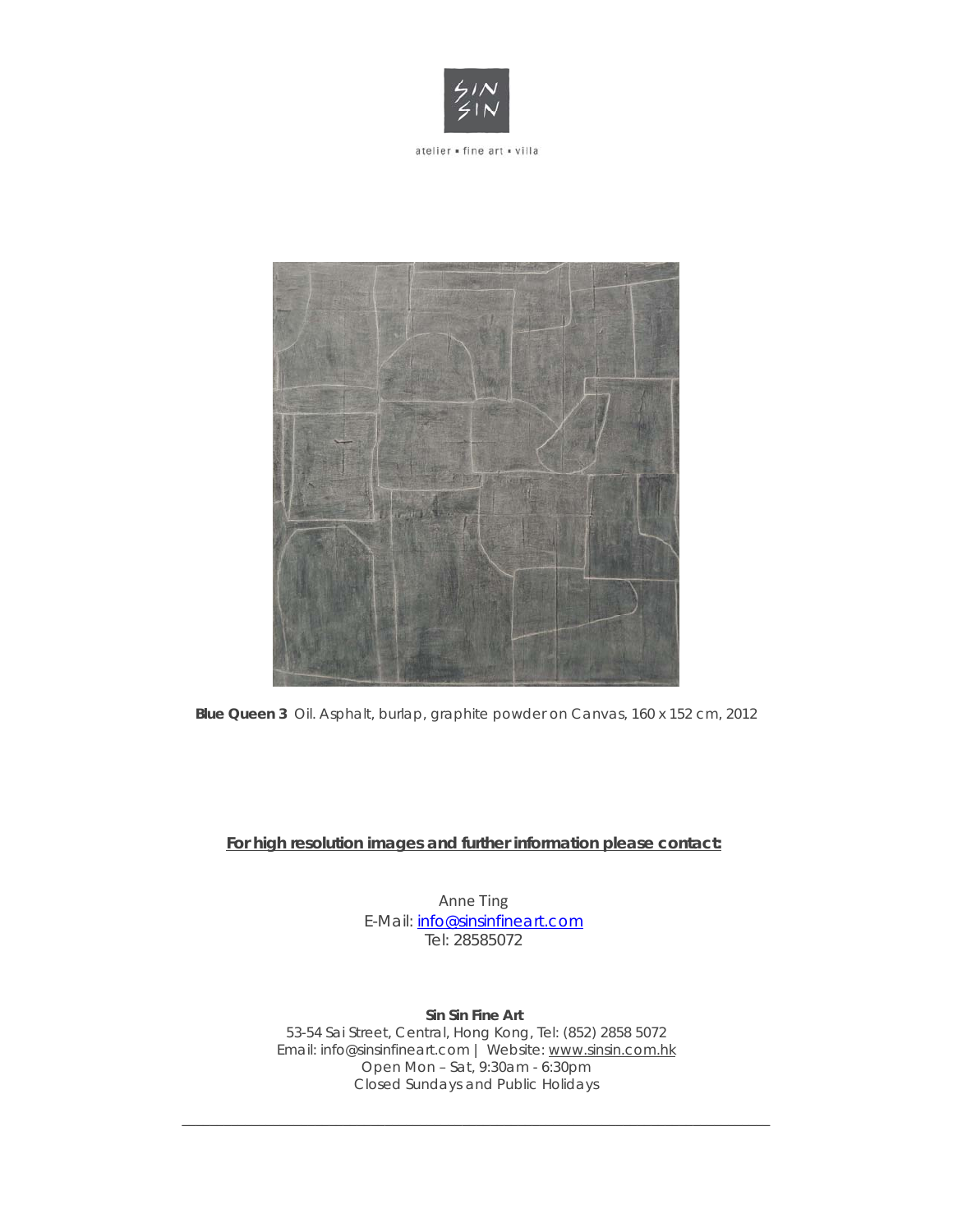atelier ▪ fine art ▪ villa

**Blue Queen 3** Oil. Asphalt, burlap, graphite powder on Canvas, 160 x 152 cm, 2012

**For high resolution images and further information please contact:**

Anne Ting
E-Mail: info@sinsinfineart.com
Tel: 28585072

**Sin Sin Fine Art**
53-54 Sai Street, Central, Hong Kong, Tel: (852) 2858 5072
Email: info@sinsinfineart.com | Website: www.sinsin.com.hk
Open Mon – Sat, 9:30am - 6:30pm
Closed Sundays and Public Holidays